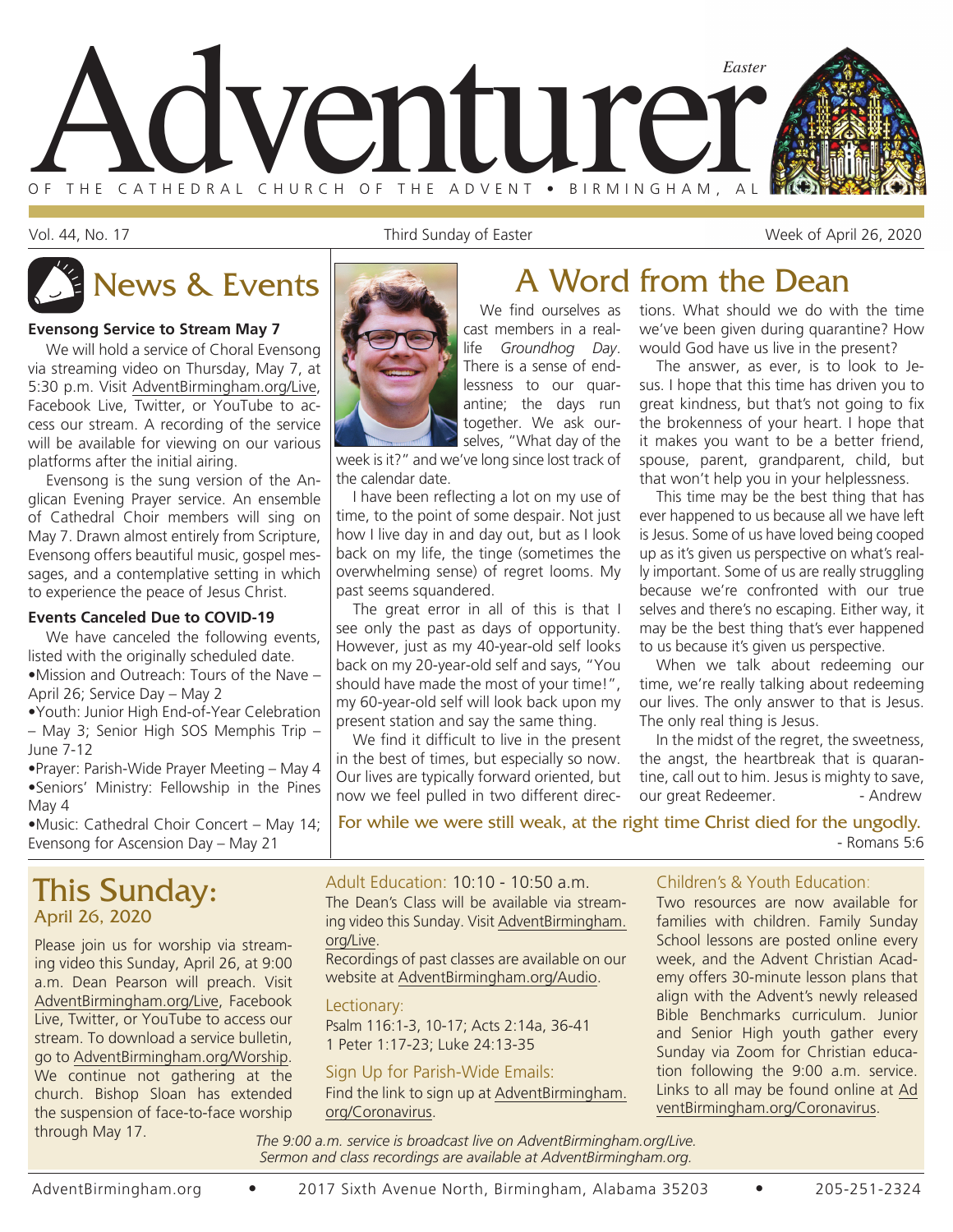# Adventurer

*Easter*

OF THE CATHEDRAL CHURCH OF THE ADVENT • BIRMINGHAM, AL

Vol. 44, No. 17 | Third Sunday of Easter | Week of April 26, 2020

## News & Events

### Evensong Service to Stream May 7

We will hold a service of Choral Evensong via streaming video on Thursday, May 7, at 5:30 p.m. Visit AdventBirmingham.org/Live, Facebook Live, Twitter, or YouTube to access our stream. A recording of the service will be available for viewing on our various platforms after the initial airing.

Evensong is the sung version of the Anglican Evening Prayer service. An ensemble of Cathedral Choir members will sing on May 7. Drawn almost entirely from Scripture, Evensong offers beautiful music, gospel messages, and a contemplative setting in which to experience the peace of Jesus Christ.

### Events Canceled Due to COVID-19

We have canceled the following events, listed with the originally scheduled date.

- Mission and Outreach: Tours of the Nave – April 26; Service Day – May 2
- Youth: Junior High End-of-Year Celebration – May 3; Senior High SOS Memphis Trip – June 7-12
- Prayer: Parish-Wide Prayer Meeting – May 4
- Seniors' Ministry: Fellowship in the Pines May 4
- Music: Cathedral Choir Concert – May 14; Evensong for Ascension Day – May 21

## A Word from the Dean

We find ourselves as cast members in a real-life *Groundhog Day*. There is a sense of endlessness to our quarantine; the days run together. We ask ourselves, "What day of the week is it?" and we've long since lost track of the calendar date.

I have been reflecting a lot on my use of time, to the point of some despair. Not just how I live day in and day out, but as I look back on my life, the tinge (sometimes the overwhelming sense) of regret looms. My past seems squandered.

The great error in all of this is that I see only the past as days of opportunity. However, just as my 40-year-old self looks back on my 20-year-old self and says, "You should have made the most of your time!", my 60-year-old self will look back upon my present station and say the same thing.

We find it difficult to live in the present in the best of times, but especially so now. Our lives are typically forward oriented, but now we feel pulled in two different directions. What should we do with the time we've been given during quarantine? How would God have us live in the present?

The answer, as ever, is to look to Jesus. I hope that this time has driven you to great kindness, but that's not going to fix the brokenness of your heart. I hope that it makes you want to be a better friend, spouse, parent, grandparent, child, but that won't help you in your helplessness.

This time may be the best thing that has ever happened to us because all we have left is Jesus. Some of us have loved being cooped up as it's given us perspective on what's really important. Some of us are really struggling because we're confronted with our true selves and there's no escaping. Either way, it may be the best thing that's ever happened to us because it's given us perspective.

When we talk about redeeming our time, we're really talking about redeeming our lives. The only answer to that is Jesus. The only real thing is Jesus.

In the midst of the regret, the sweetness, the angst, the heartbreak that is quarantine, call out to him. Jesus is mighty to save, our great Redeemer.

- Andrew

**For while we were still weak, at the right time Christ died for the ungodly.**
- Romans 5:6

## This Sunday:
### April 26, 2020

Please join us for worship via streaming video this Sunday, April 26, at 9:00 a.m. Dean Pearson will preach. Visit AdventBirmingham.org/Live, Facebook Live, Twitter, or YouTube to access our stream. To download a service bulletin, go to AdventBirmingham.org/Worship. We continue not gathering at the church. Bishop Sloan has extended the suspension of face-to-face worship through May 17.

### Adult Education: 10:10 - 10:50 a.m.

The Dean's Class will be available via streaming video this Sunday. Visit AdventBirmingham.org/Live.

Recordings of past classes are available on our website at AdventBirmingham.org/Audio.

### Lectionary:

Psalm 116:1-3, 10-17; Acts 2:14a, 36-41
1 Peter 1:17-23; Luke 24:13-35

### Sign Up for Parish-Wide Emails:

Find the link to sign up at AdventBirmingham.org/Coronavirus.

### Children's & Youth Education:

Two resources are now available for families with children. Family Sunday School lessons are posted online every week, and the Advent Christian Academy offers 30-minute lesson plans that align with the Advent's newly released Bible Benchmarks curriculum. Junior and Senior High youth gather every Sunday via Zoom for Christian education following the 9:00 a.m. service. Links to all may be found online at AdventBirmingham.org/Coronavirus.

*The 9:00 a.m. service is broadcast live on AdventBirmingham.org/Live. Sermon and class recordings are available at AdventBirmingham.org.*

AdventBirmingham.org • 2017 Sixth Avenue North, Birmingham, Alabama 35203 • 205-251-2324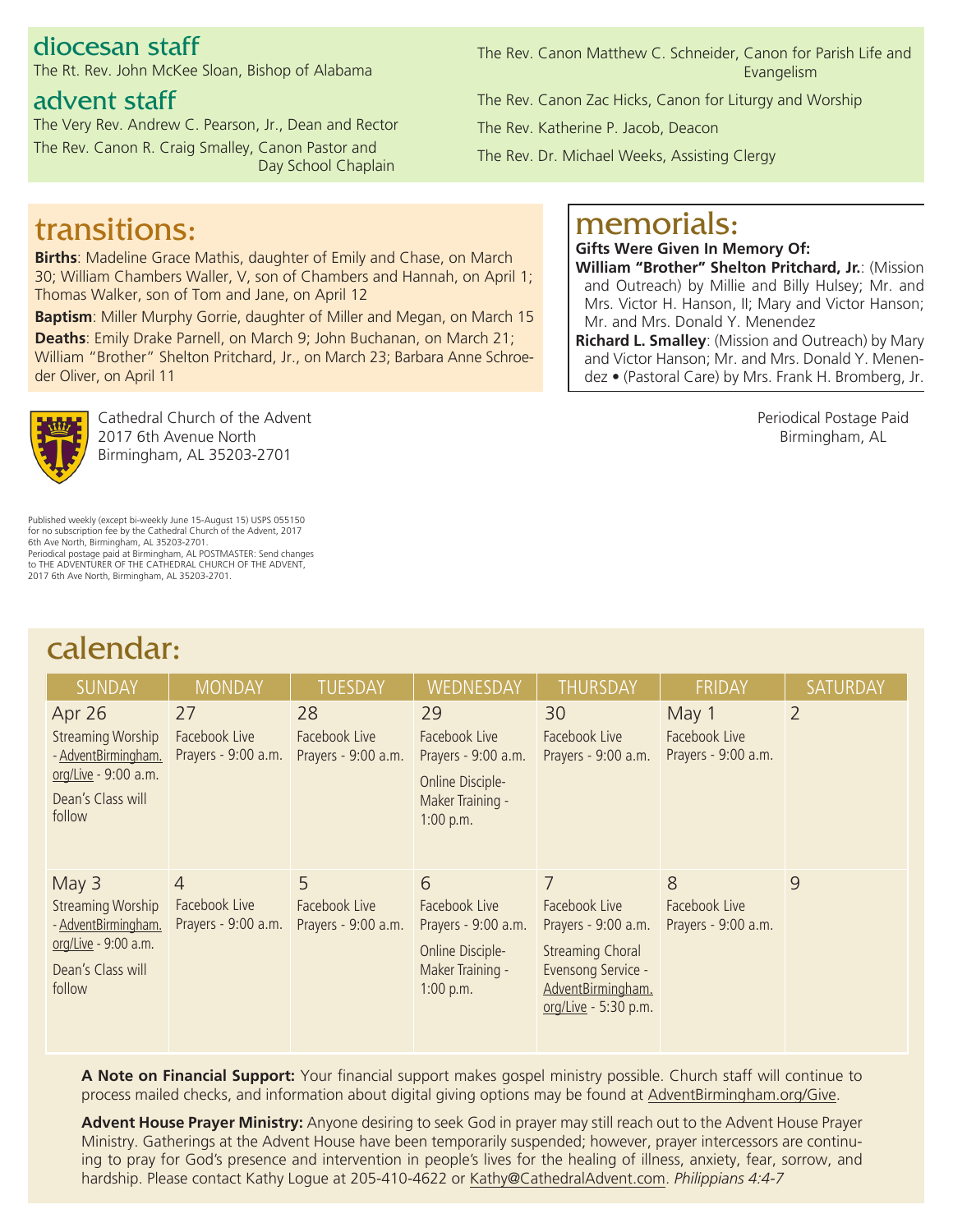## diocesan staff

The Rt. Rev. John McKee Sloan, Bishop of Alabama

## advent staff

The Very Rev. Andrew C. Pearson, Jr., Dean and Rector

The Rev. Canon R. Craig Smalley, Canon Pastor and Day School Chaplain

The Rev. Canon Matthew C. Schneider, Canon for Parish Life and Evangelism

The Rev. Canon Zac Hicks, Canon for Liturgy and Worship

The Rev. Katherine P. Jacob, Deacon

The Rev. Dr. Michael Weeks, Assisting Clergy

## transitions:

**Births**: Madeline Grace Mathis, daughter of Emily and Chase, on March 30; William Chambers Waller, V, son of Chambers and Hannah, on April 1; Thomas Walker, son of Tom and Jane, on April 12

**Baptism**: Miller Murphy Gorrie, daughter of Miller and Megan, on March 15

**Deaths**: Emily Drake Parnell, on March 9; John Buchanan, on March 21; William "Brother" Shelton Pritchard, Jr., on March 23; Barbara Anne Schroeder Oliver, on April 11

## memorials:

**Gifts Were Given In Memory Of:**

**William "Brother" Shelton Pritchard, Jr.**: (Mission and Outreach) by Millie and Billy Hulsey; Mr. and Mrs. Victor H. Hanson, II; Mary and Victor Hanson; Mr. and Mrs. Donald Y. Menendez

**Richard L. Smalley**: (Mission and Outreach) by Mary and Victor Hanson; Mr. and Mrs. Donald Y. Menendez • (Pastoral Care) by Mrs. Frank H. Bromberg, Jr.

Cathedral Church of the Advent
2017 6th Avenue North
Birmingham, AL 35203-2701

Periodical Postage Paid
Birmingham, AL

Published weekly (except bi-weekly June 15-August 15) USPS 055150 for no subscription fee by the Cathedral Church of the Advent, 2017 6th Ave North, Birmingham, AL 35203-2701.
Periodical postage paid at Birmingham, AL POSTMASTER: Send changes to THE ADVENTURER OF THE CATHEDRAL CHURCH OF THE ADVENT, 2017 6th Ave North, Birmingham, AL 35203-2701.

## calendar:

| SUNDAY | MONDAY | TUESDAY | WEDNESDAY | THURSDAY | FRIDAY | SATURDAY |
|---|---|---|---|---|---|---|
| Apr 26<br>Streaming Worship - AdventBirmingham.org/Live - 9:00 a.m.<br>Dean's Class will follow | 27<br>Facebook Live Prayers - 9:00 a.m. | 28<br>Facebook Live Prayers - 9:00 a.m. | 29<br>Facebook Live Prayers - 9:00 a.m.<br>Online Disciple-Maker Training - 1:00 p.m. | 30<br>Facebook Live Prayers - 9:00 a.m. | May 1<br>Facebook Live Prayers - 9:00 a.m. | 2 |
| May 3<br>Streaming Worship - AdventBirmingham.org/Live - 9:00 a.m.<br>Dean's Class will follow | 4<br>Facebook Live Prayers - 9:00 a.m. | 5<br>Facebook Live Prayers - 9:00 a.m. | 6<br>Facebook Live Prayers - 9:00 a.m.<br>Online Disciple-Maker Training - 1:00 p.m. | 7<br>Facebook Live Prayers - 9:00 a.m.<br>Streaming Choral Evensong Service - AdventBirmingham.org/Live - 5:30 p.m. | 8<br>Facebook Live Prayers - 9:00 a.m. | 9 |

**A Note on Financial Support:** Your financial support makes gospel ministry possible. Church staff will continue to process mailed checks, and information about digital giving options may be found at AdventBirmingham.org/Give.

**Advent House Prayer Ministry:** Anyone desiring to seek God in prayer may still reach out to the Advent House Prayer Ministry. Gatherings at the Advent House have been temporarily suspended; however, prayer intercessors are continuing to pray for God's presence and intervention in people's lives for the healing of illness, anxiety, fear, sorrow, and hardship. Please contact Kathy Logue at 205-410-4622 or Kathy@CathedralAdvent.com. *Philippians 4:4-7*